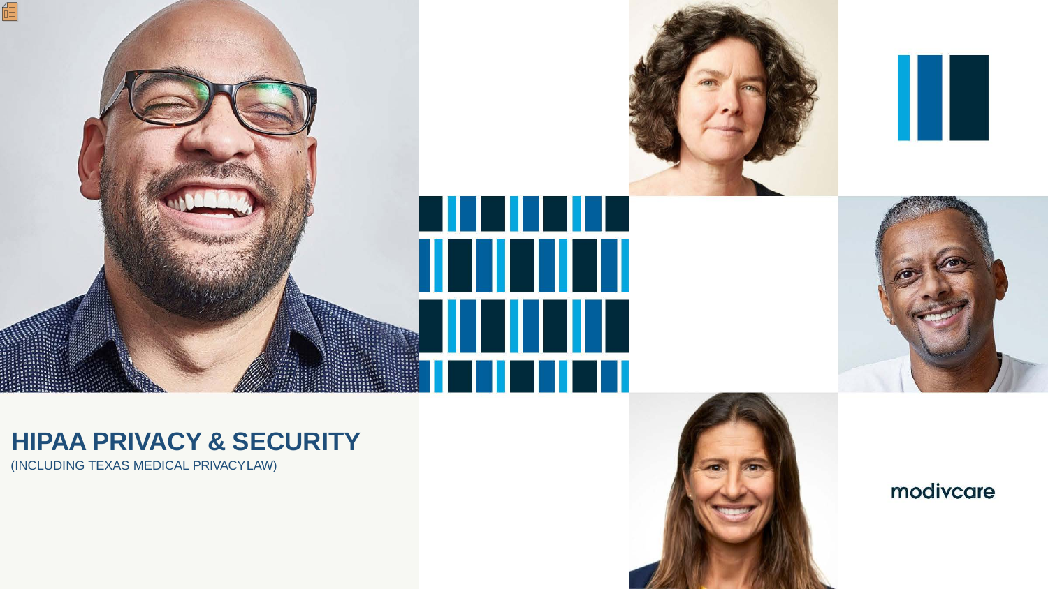# HIPAA PRIVACY & SECURITY

(INCLUDING TEXAS MEDICAL PRIVACY LAW)

modivcare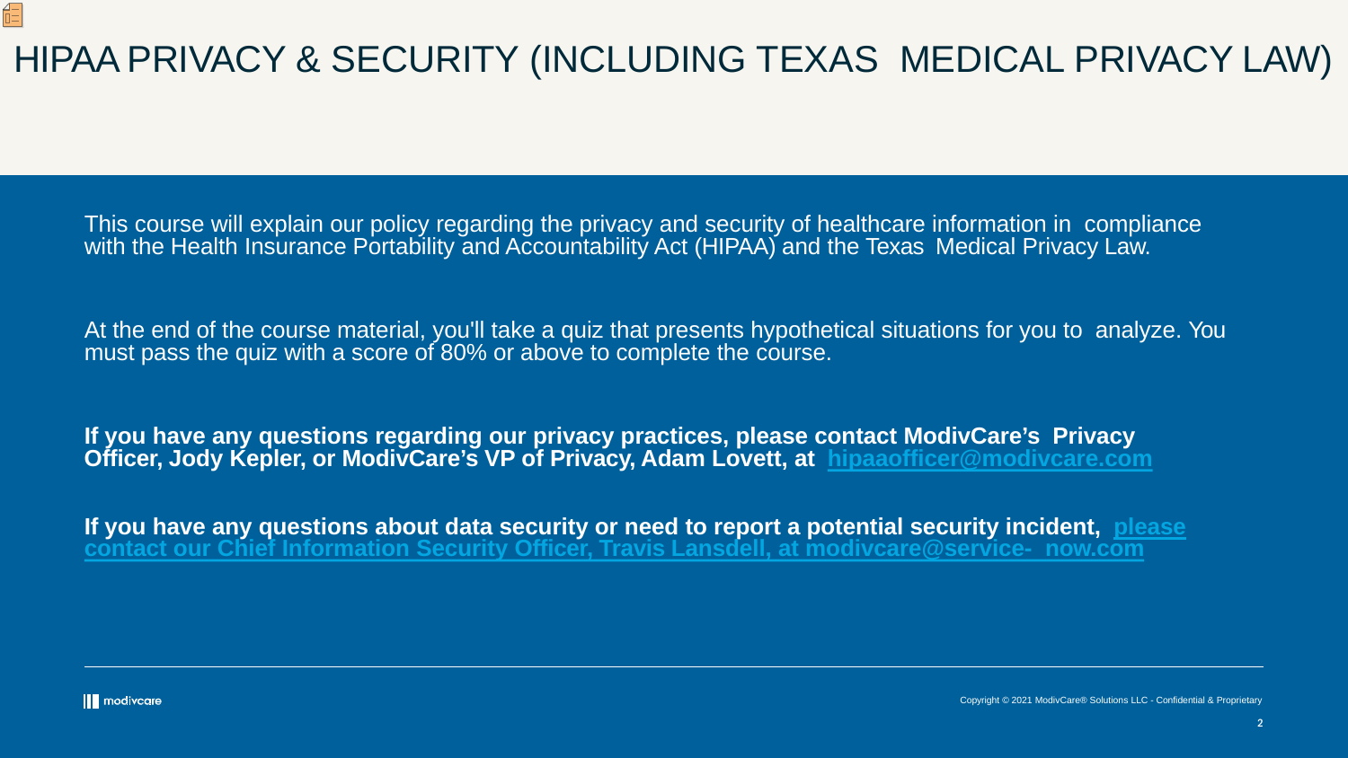# HIPAA PRIVACY & SECURITY (INCLUDING TEXAS MEDICAL PRIVACY LAW)

This course will explain our policy regarding the privacy and security of healthcare information in compliance with the Health Insurance Portability and Accountability Act (HIPAA) and the Texas Medical Privacy Law.

At the end of the course material, you'll take a quiz that presents hypothetical situations for you to analyze. You must pass the quiz with a score of 80% or above to complete the course.

**If you have any questions regarding our privacy practices, please contact ModivCare's Privacy Officer, Jody Kepler, or ModivCare's VP of Privacy, Adam Lovett, at hipaaofficer@modivcare.com**

**If you have any questions about data security or need to report a potential security incident, please contact our Chief Information Security Officer, Travis Lansdell, at modivcare@service- now.com**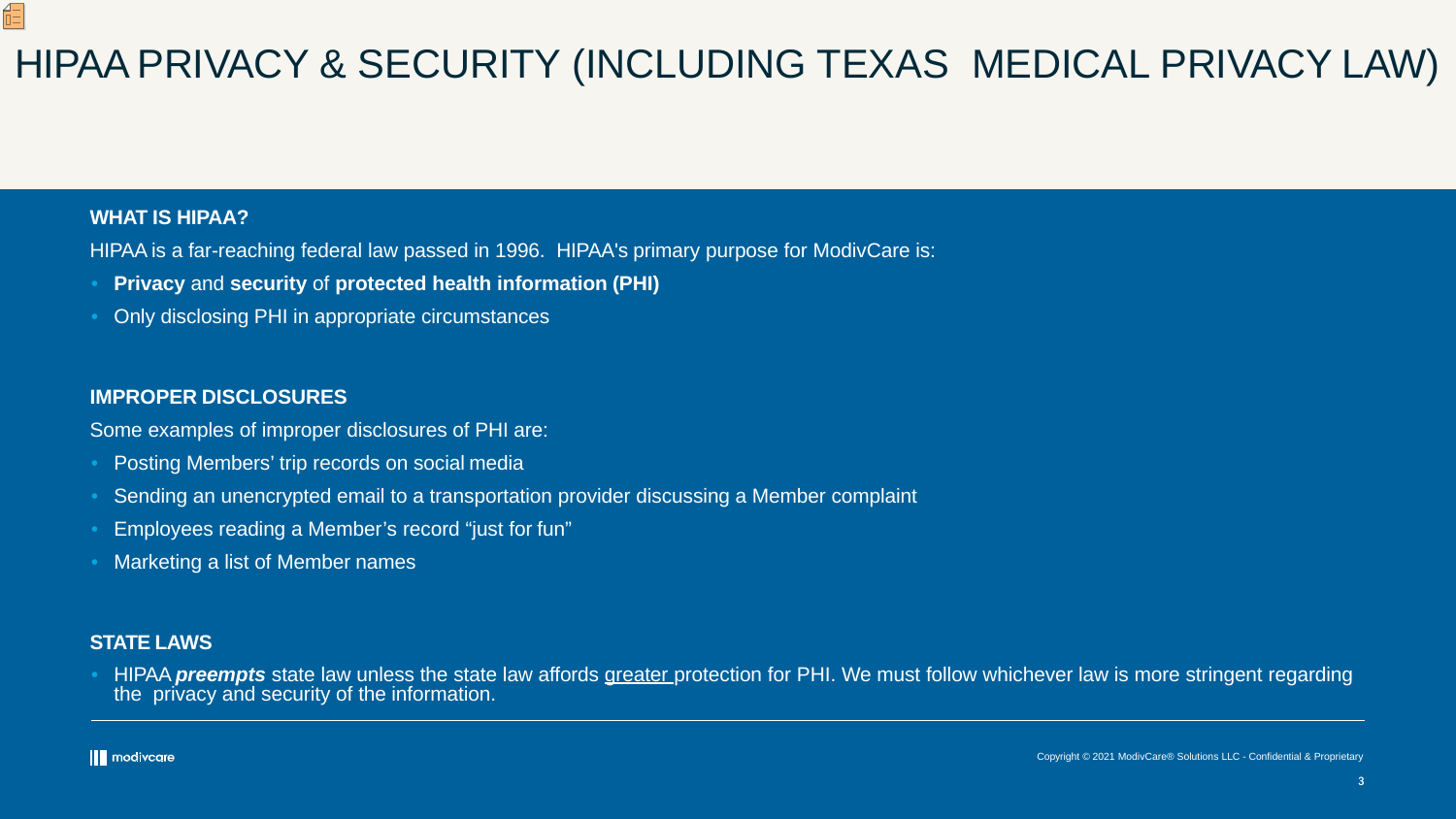# HIPAA PRIVACY & SECURITY (INCLUDING TEXAS MEDICAL PRIVACY LAW)

### WHAT IS HIPAA?

HIPAA is a far-reaching federal law passed in 1996. HIPAA's primary purpose for ModivCare is:

- **Privacy** and **security** of **protected health information (PHI)**
- Only disclosing PHI in appropriate circumstances

### IMPROPER DISCLOSURES

Some examples of improper disclosures of PHI are:

- Posting Members' trip records on social media
- Sending an unencrypted email to a transportation provider discussing a Member complaint
- Employees reading a Member's record "just for fun"
- Marketing a list of Member names

### STATE LAWS

- HIPAA ***preempts*** state law unless the state law affords <u>greater</u> protection for PHI. We must follow whichever law is more stringent regarding the privacy and security of the information.

Copyright © 2021 ModivCare® Solutions LLC - Confidential & Proprietary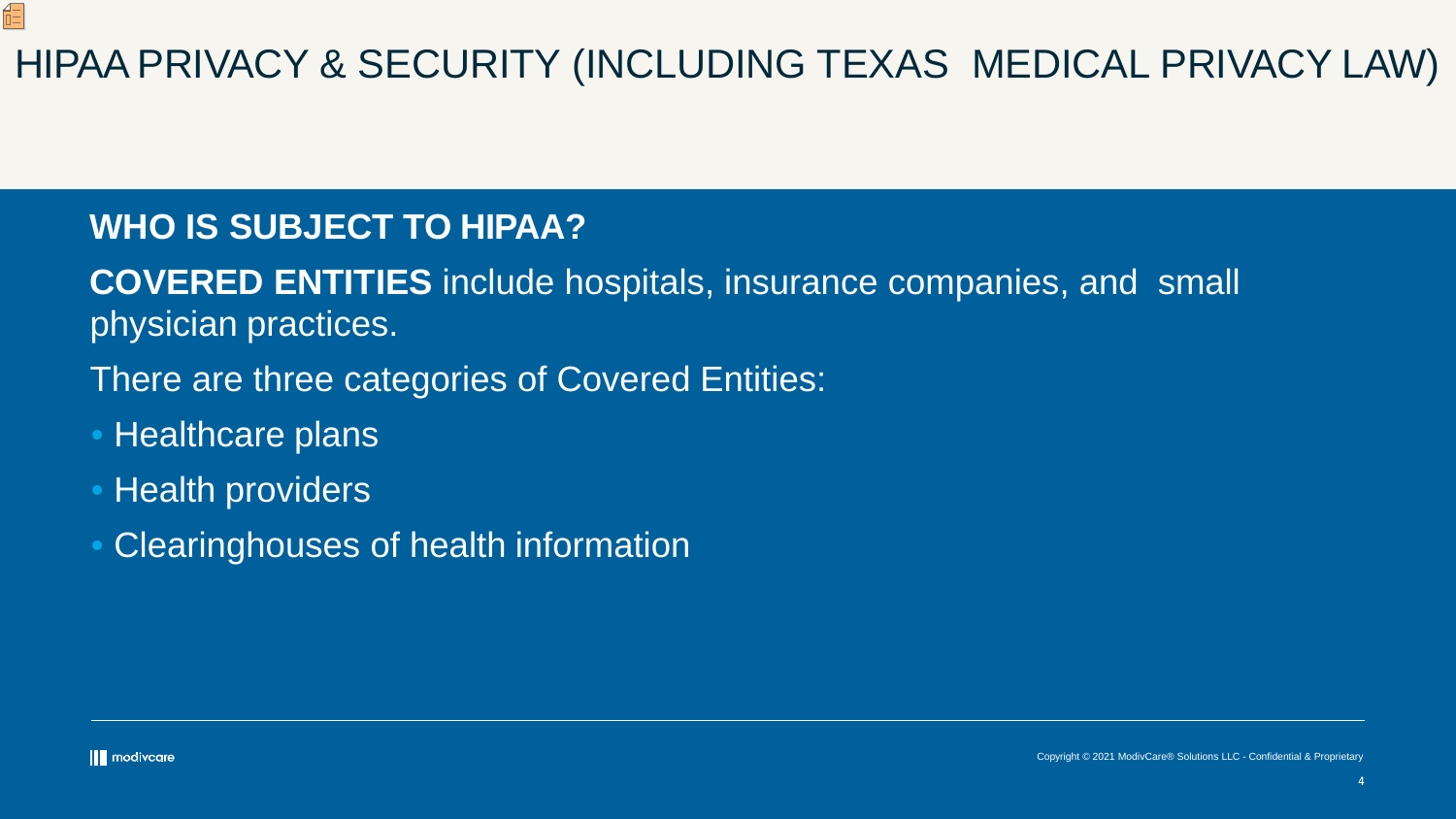# HIPAA PRIVACY & SECURITY (INCLUDING TEXAS MEDICAL PRIVACY LAW)

## WHO IS SUBJECT TO HIPAA?

**COVERED ENTITIES** include hospitals, insurance companies, and small physician practices.

There are three categories of Covered Entities:

- Healthcare plans
- Health providers
- Clearinghouses of health information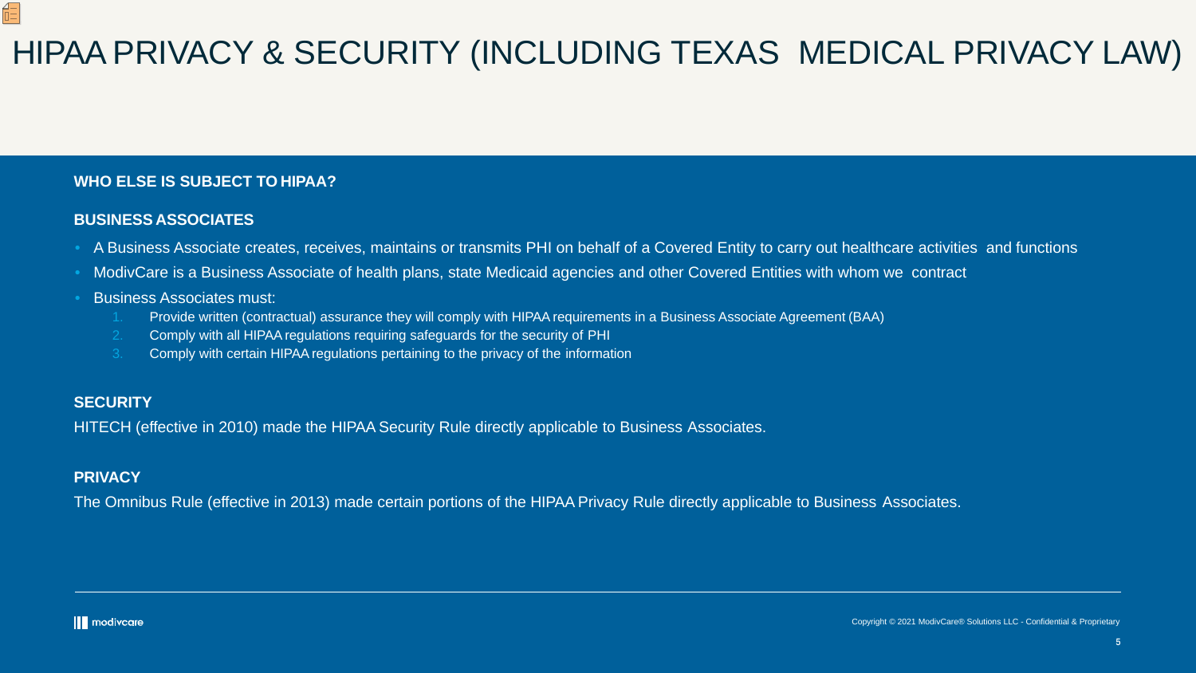# HIPAA PRIVACY & SECURITY (INCLUDING TEXAS MEDICAL PRIVACY LAW)

**WHO ELSE IS SUBJECT TO HIPAA?**

**BUSINESS ASSOCIATES**

- A Business Associate creates, receives, maintains or transmits PHI on behalf of a Covered Entity to carry out healthcare activities and functions
- ModivCare is a Business Associate of health plans, state Medicaid agencies and other Covered Entities with whom we contract
- Business Associates must:
  1. Provide written (contractual) assurance they will comply with HIPAA requirements in a Business Associate Agreement (BAA)
  2. Comply with all HIPAA regulations requiring safeguards for the security of PHI
  3. Comply with certain HIPAA regulations pertaining to the privacy of the information

**SECURITY**

HITECH (effective in 2010) made the HIPAA Security Rule directly applicable to Business Associates.

**PRIVACY**

The Omnibus Rule (effective in 2013) made certain portions of the HIPAA Privacy Rule directly applicable to Business Associates.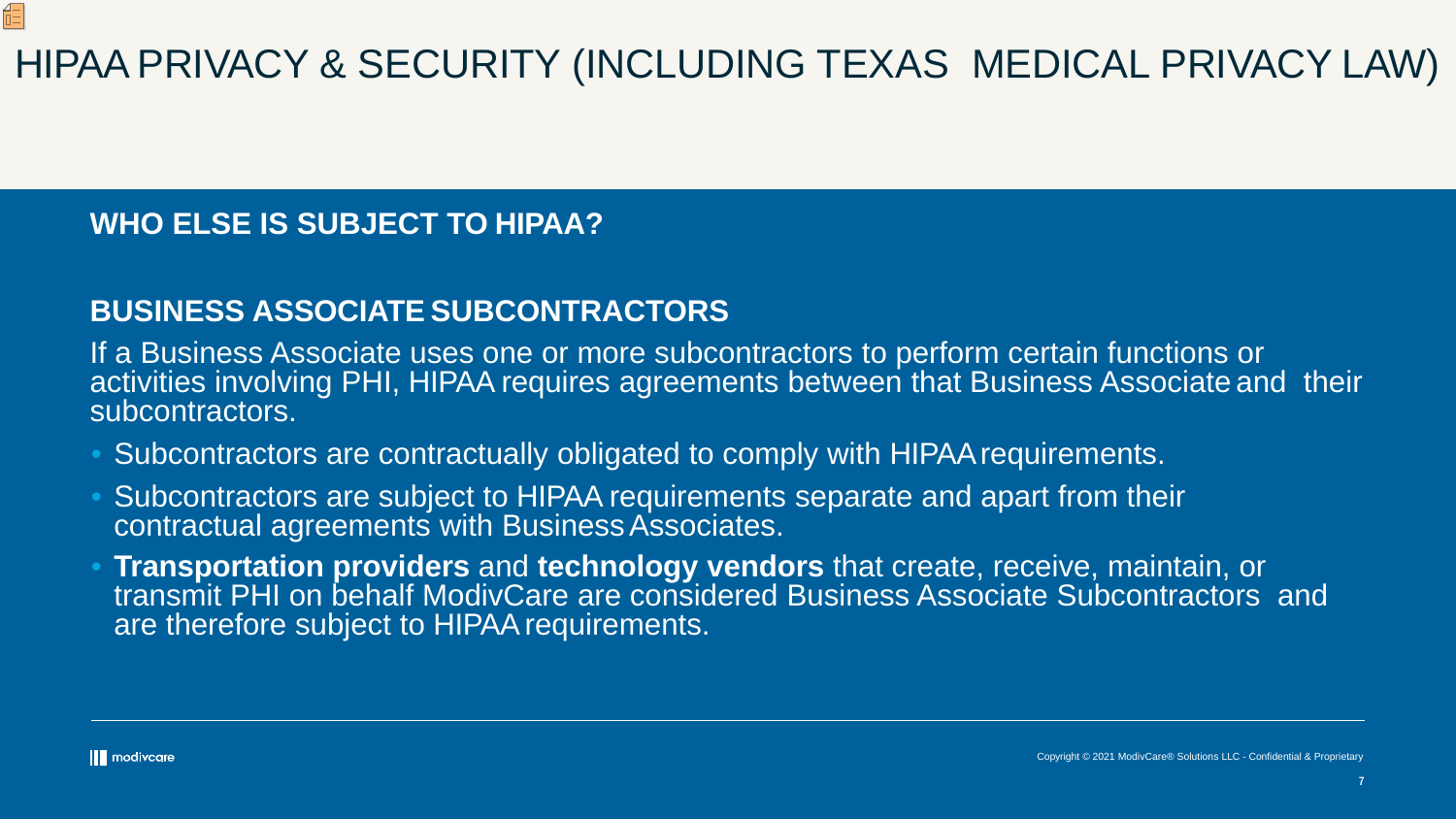# HIPAA PRIVACY & SECURITY (INCLUDING TEXAS MEDICAL PRIVACY LAW)

## WHO ELSE IS SUBJECT TO HIPAA?

### BUSINESS ASSOCIATE SUBCONTRACTORS

If a Business Associate uses one or more subcontractors to perform certain functions or activities involving PHI, HIPAA requires agreements between that Business Associate and their subcontractors.

- Subcontractors are contractually obligated to comply with HIPAA requirements.
- Subcontractors are subject to HIPAA requirements separate and apart from their contractual agreements with Business Associates.
- **Transportation providers** and **technology vendors** that create, receive, maintain, or transmit PHI on behalf ModivCare are considered Business Associate Subcontractors and are therefore subject to HIPAA requirements.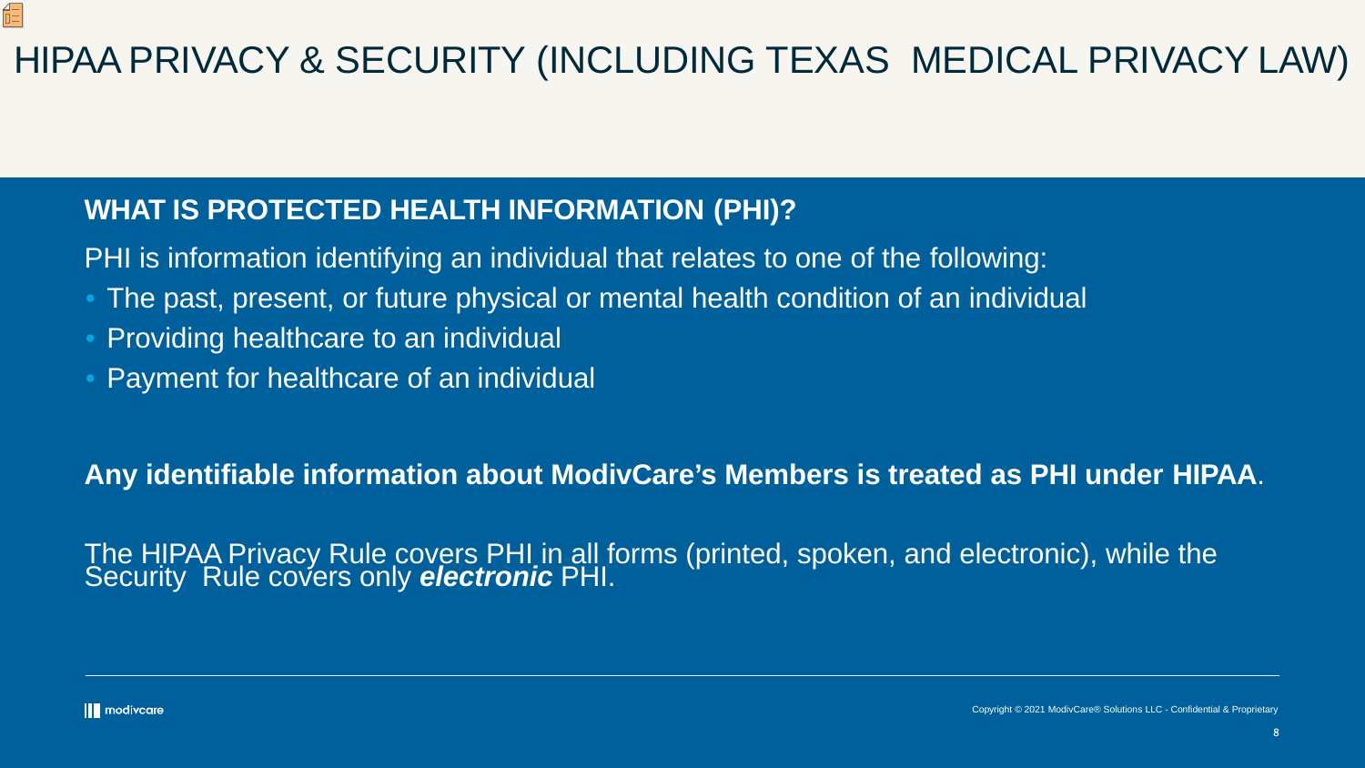# HIPAA PRIVACY & SECURITY (INCLUDING TEXAS MEDICAL PRIVACY LAW)

## WHAT IS PROTECTED HEALTH INFORMATION (PHI)?

PHI is information identifying an individual that relates to one of the following:

- The past, present, or future physical or mental health condition of an individual
- Providing healthcare to an individual
- Payment for healthcare of an individual

**Any identifiable information about ModivCare's Members is treated as PHI under HIPAA**.

The HIPAA Privacy Rule covers PHI in all forms (printed, spoken, and electronic), while the Security Rule covers only ***electronic*** PHI.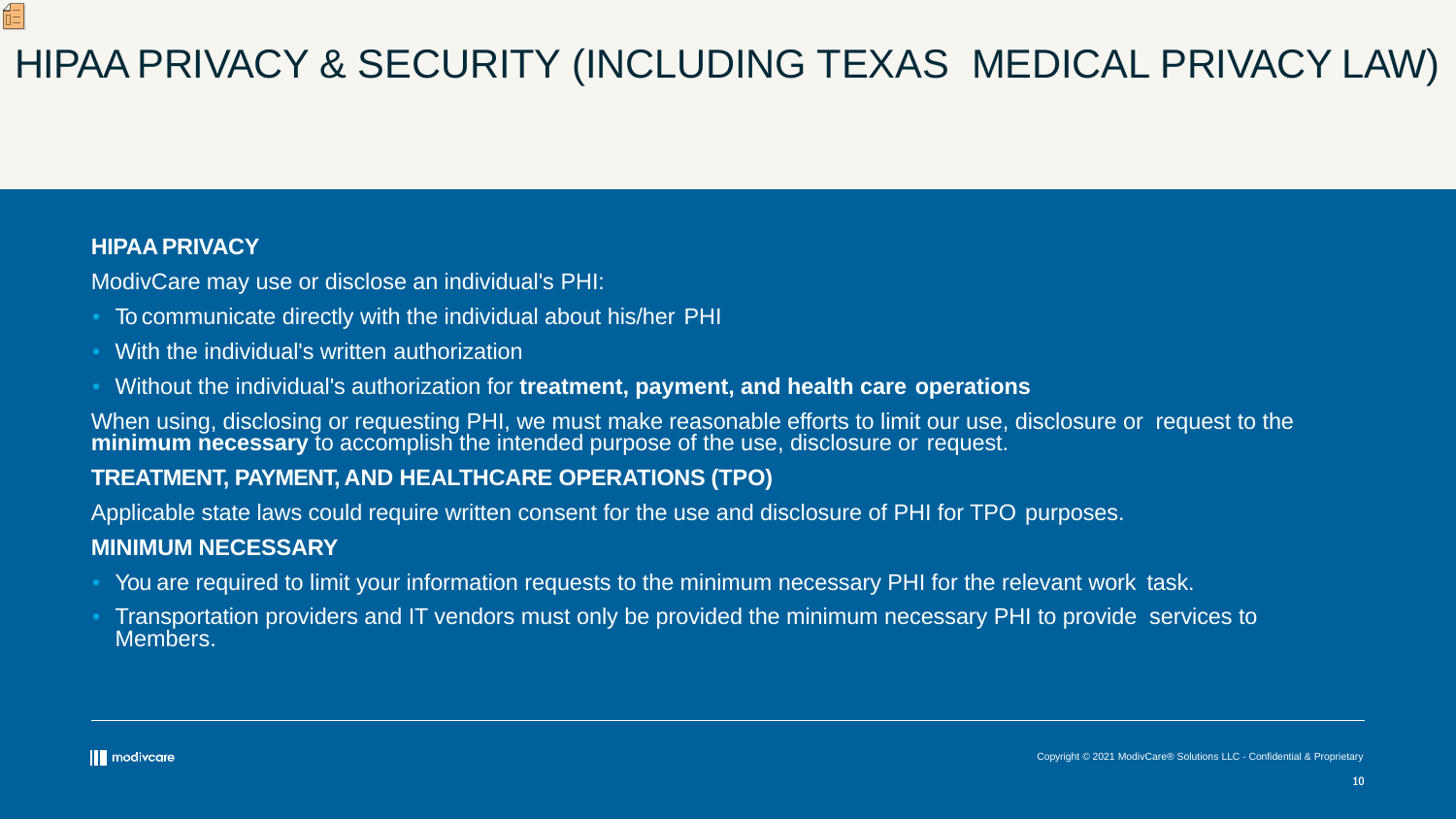# HIPAA PRIVACY & SECURITY (INCLUDING TEXAS MEDICAL PRIVACY LAW)

## HIPAA PRIVACY

ModivCare may use or disclose an individual's PHI:

- To communicate directly with the individual about his/her PHI
- With the individual's written authorization
- Without the individual's authorization for **treatment, payment, and health care operations**

When using, disclosing or requesting PHI, we must make reasonable efforts to limit our use, disclosure or request to the **minimum necessary** to accomplish the intended purpose of the use, disclosure or request.

## TREATMENT, PAYMENT, AND HEALTHCARE OPERATIONS (TPO)

Applicable state laws could require written consent for the use and disclosure of PHI for TPO purposes.

## MINIMUM NECESSARY

- You are required to limit your information requests to the minimum necessary PHI for the relevant work task.
- Transportation providers and IT vendors must only be provided the minimum necessary PHI to provide services to Members.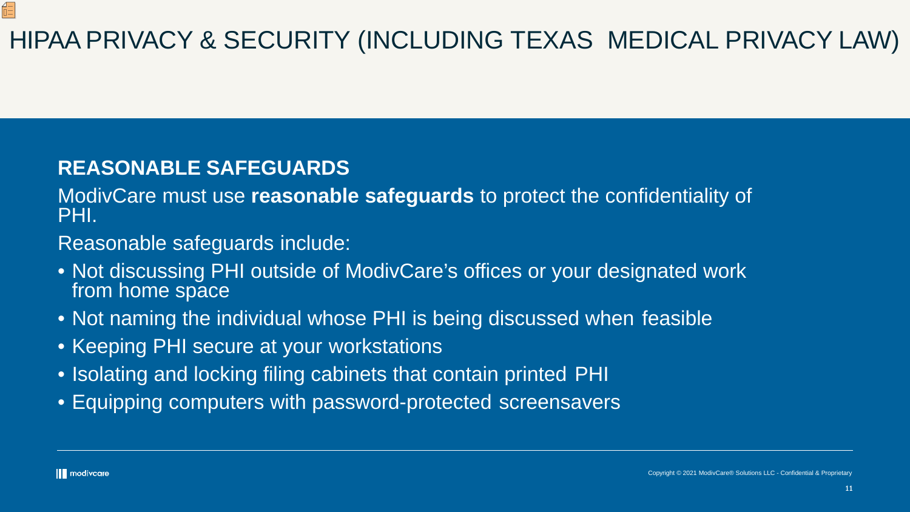# HIPAA PRIVACY & SECURITY (INCLUDING TEXAS MEDICAL PRIVACY LAW)

## REASONABLE SAFEGUARDS

ModivCare must use **reasonable safeguards** to protect the confidentiality of PHI.

Reasonable safeguards include:

- Not discussing PHI outside of ModivCare's offices or your designated work from home space
- Not naming the individual whose PHI is being discussed when feasible
- Keeping PHI secure at your workstations
- Isolating and locking filing cabinets that contain printed PHI
- Equipping computers with password-protected screensavers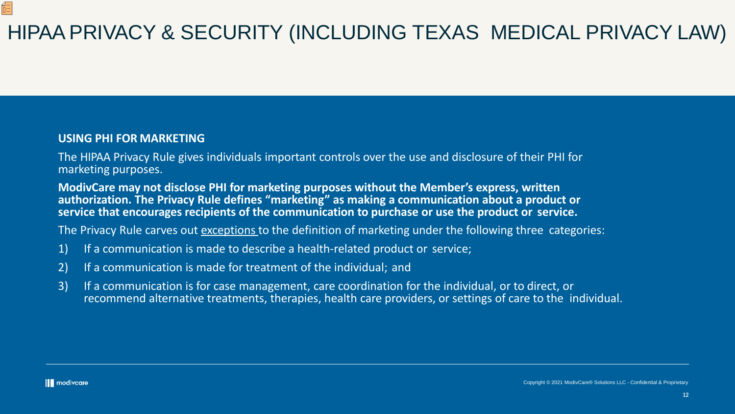# HIPAA PRIVACY & SECURITY (INCLUDING TEXAS MEDICAL PRIVACY LAW)

**USING PHI FOR MARKETING**

The HIPAA Privacy Rule gives individuals important controls over the use and disclosure of their PHI for marketing purposes.

**ModivCare may not disclose PHI for marketing purposes without the Member's express, written authorization. The Privacy Rule defines "marketing" as making a communication about a product or service that encourages recipients of the communication to purchase or use the product or service.**

The Privacy Rule carves out exceptions to the definition of marketing under the following three categories:

1) If a communication is made to describe a health-related product or service;
2) If a communication is made for treatment of the individual; and
3) If a communication is for case management, care coordination for the individual, or to direct, or recommend alternative treatments, therapies, health care providers, or settings of care to the individual.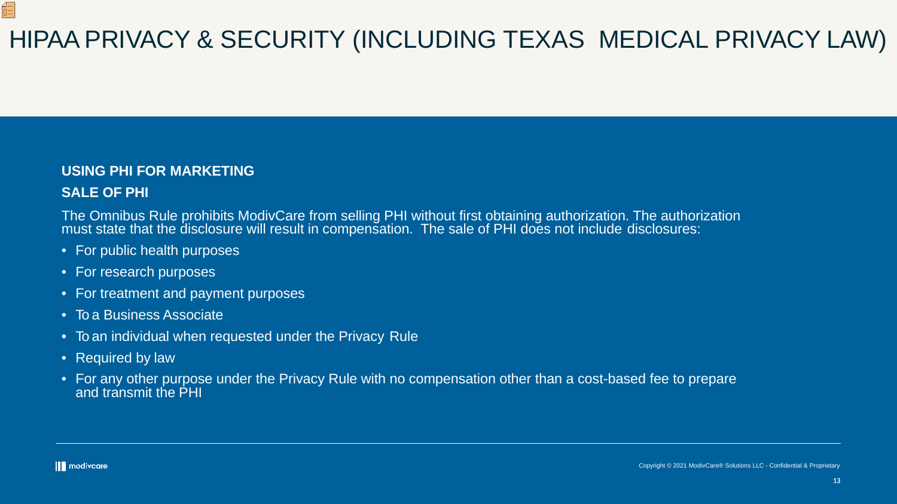# HIPAA PRIVACY & SECURITY (INCLUDING TEXAS MEDICAL PRIVACY LAW)

**USING PHI FOR MARKETING**

**SALE OF PHI**

The Omnibus Rule prohibits ModivCare from selling PHI without first obtaining authorization. The authorization must state that the disclosure will result in compensation. The sale of PHI does not include disclosures:

- For public health purposes
- For research purposes
- For treatment and payment purposes
- To a Business Associate
- To an individual when requested under the Privacy Rule
- Required by law
- For any other purpose under the Privacy Rule with no compensation other than a cost-based fee to prepare and transmit the PHI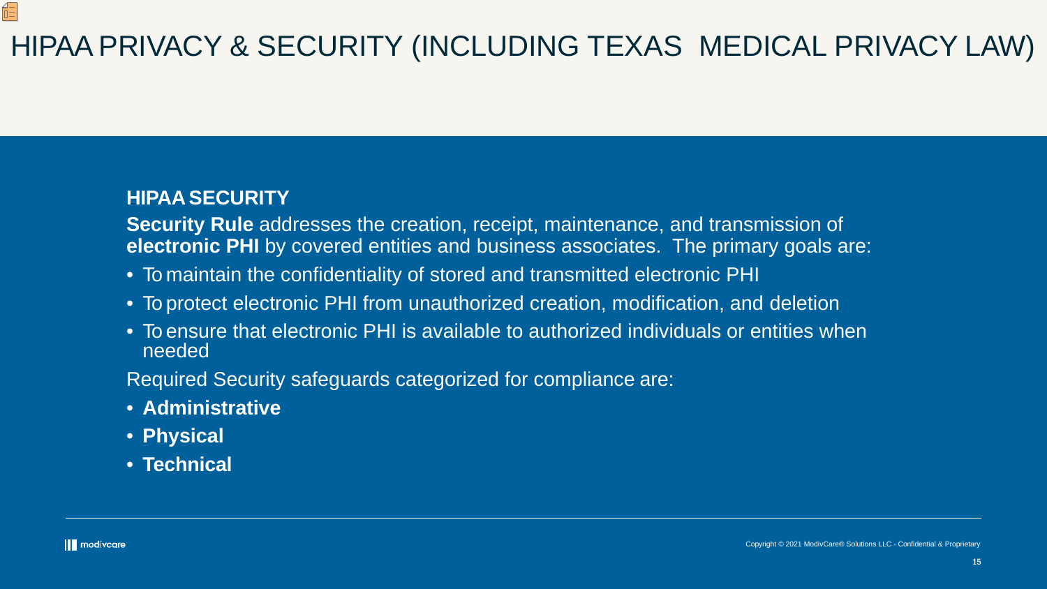# HIPAA PRIVACY & SECURITY (INCLUDING TEXAS MEDICAL PRIVACY LAW)

## HIPAA SECURITY

**Security Rule** addresses the creation, receipt, maintenance, and transmission of **electronic PHI** by covered entities and business associates. The primary goals are:

- To maintain the confidentiality of stored and transmitted electronic PHI
- To protect electronic PHI from unauthorized creation, modification, and deletion
- To ensure that electronic PHI is available to authorized individuals or entities when needed

Required Security safeguards categorized for compliance are:

- **Administrative**
- **Physical**
- **Technical**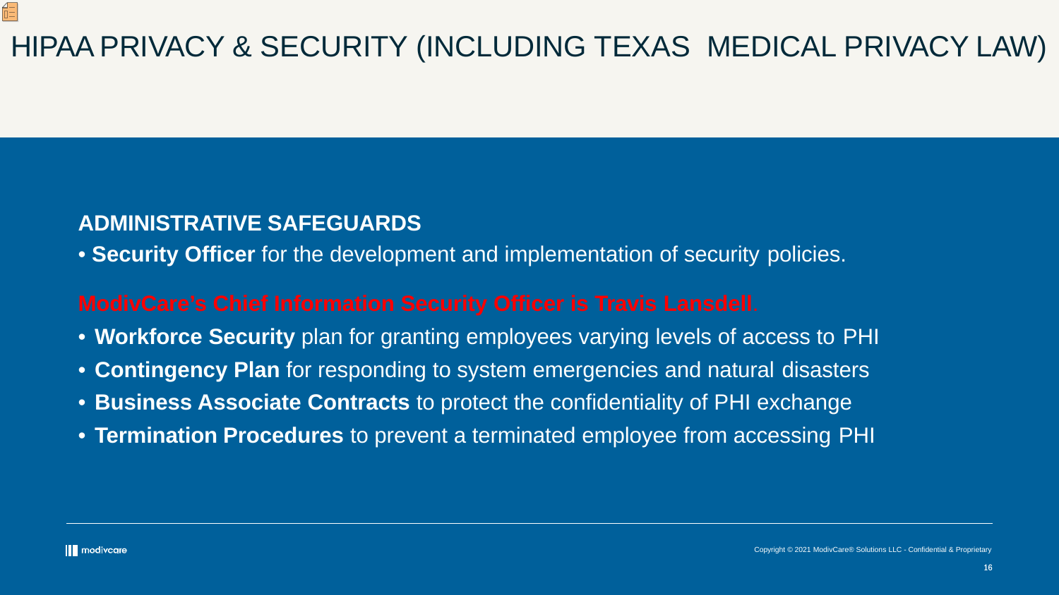# HIPAA PRIVACY & SECURITY (INCLUDING TEXAS MEDICAL PRIVACY LAW)

**ADMINISTRATIVE SAFEGUARDS**

- **Security Officer** for the development and implementation of security policies.

**ModivCare's Chief Information Security Officer is Travis Lansdell**.

- **Workforce Security** plan for granting employees varying levels of access to PHI
- **Contingency Plan** for responding to system emergencies and natural disasters
- **Business Associate Contracts** to protect the confidentiality of PHI exchange
- **Termination Procedures** to prevent a terminated employee from accessing PHI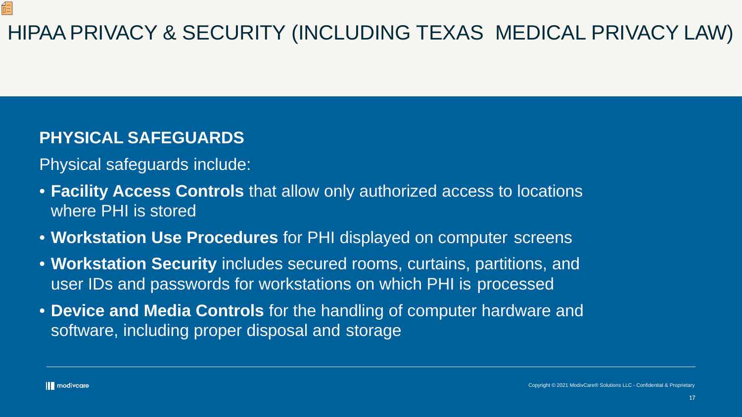# HIPAA PRIVACY & SECURITY (INCLUDING TEXAS MEDICAL PRIVACY LAW)

## PHYSICAL SAFEGUARDS

Physical safeguards include:

- **Facility Access Controls** that allow only authorized access to locations where PHI is stored
- **Workstation Use Procedures** for PHI displayed on computer screens
- **Workstation Security** includes secured rooms, curtains, partitions, and user IDs and passwords for workstations on which PHI is processed
- **Device and Media Controls** for the handling of computer hardware and software, including proper disposal and storage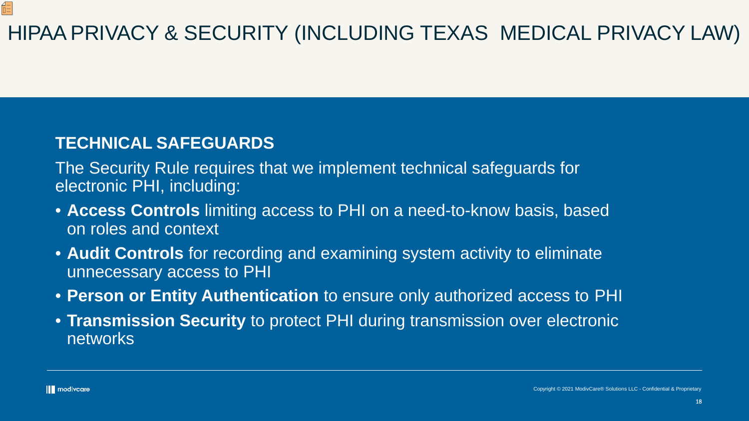# HIPAA PRIVACY & SECURITY (INCLUDING TEXAS MEDICAL PRIVACY LAW)

## TECHNICAL SAFEGUARDS

The Security Rule requires that we implement technical safeguards for electronic PHI, including:

- **Access Controls** limiting access to PHI on a need-to-know basis, based on roles and context
- **Audit Controls** for recording and examining system activity to eliminate unnecessary access to PHI
- **Person or Entity Authentication** to ensure only authorized access to PHI
- **Transmission Security** to protect PHI during transmission over electronic networks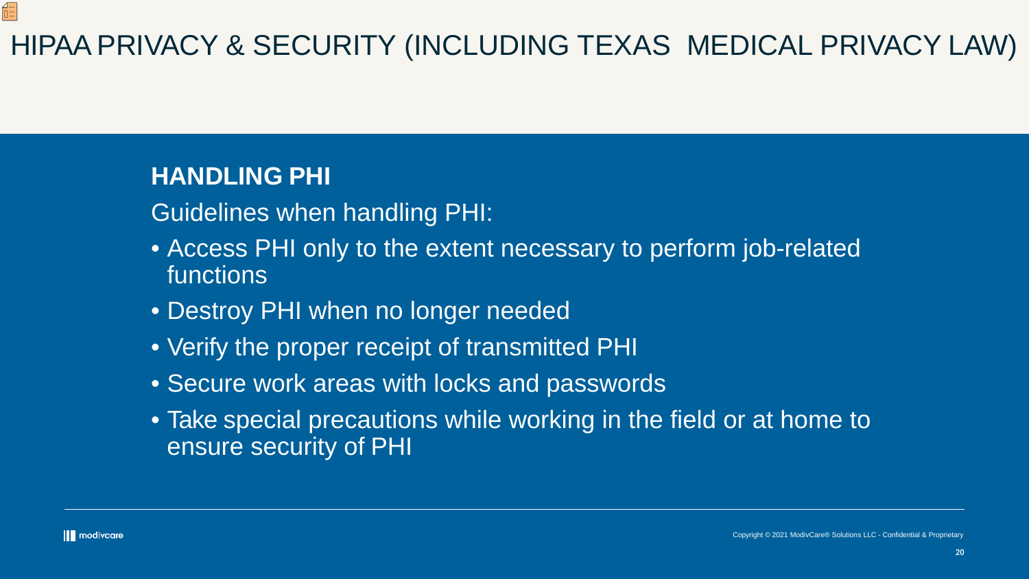# HIPAA PRIVACY & SECURITY (INCLUDING TEXAS MEDICAL PRIVACY LAW)

## HANDLING PHI

Guidelines when handling PHI:

- Access PHI only to the extent necessary to perform job-related functions
- Destroy PHI when no longer needed
- Verify the proper receipt of transmitted PHI
- Secure work areas with locks and passwords
- Take special precautions while working in the field or at home to ensure security of PHI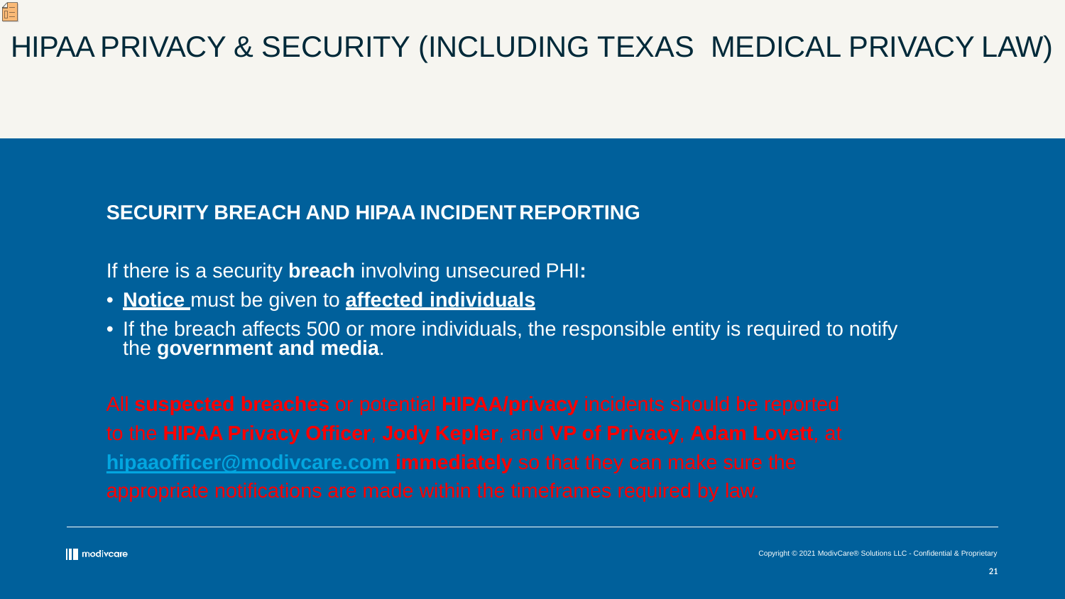# HIPAA PRIVACY & SECURITY (INCLUDING TEXAS MEDICAL PRIVACY LAW)

## SECURITY BREACH AND HIPAA INCIDENT REPORTING

If there is a security **breach** involving unsecured PHI**:**

- **Notice** must be given to **affected individuals**
- If the breach affects 500 or more individuals, the responsible entity is required to notify the **government and media**.

All **suspected breaches** or potential **HIPAA/privacy** incidents should be reported to the **HIPAA Privacy Officer**, **Jody Kepler**, and **VP of Privacy**, **Adam Lovett**, at **hipaaofficer@modivcare.com** **immediately** so that they can make sure the appropriate notifications are made within the timeframes required by law.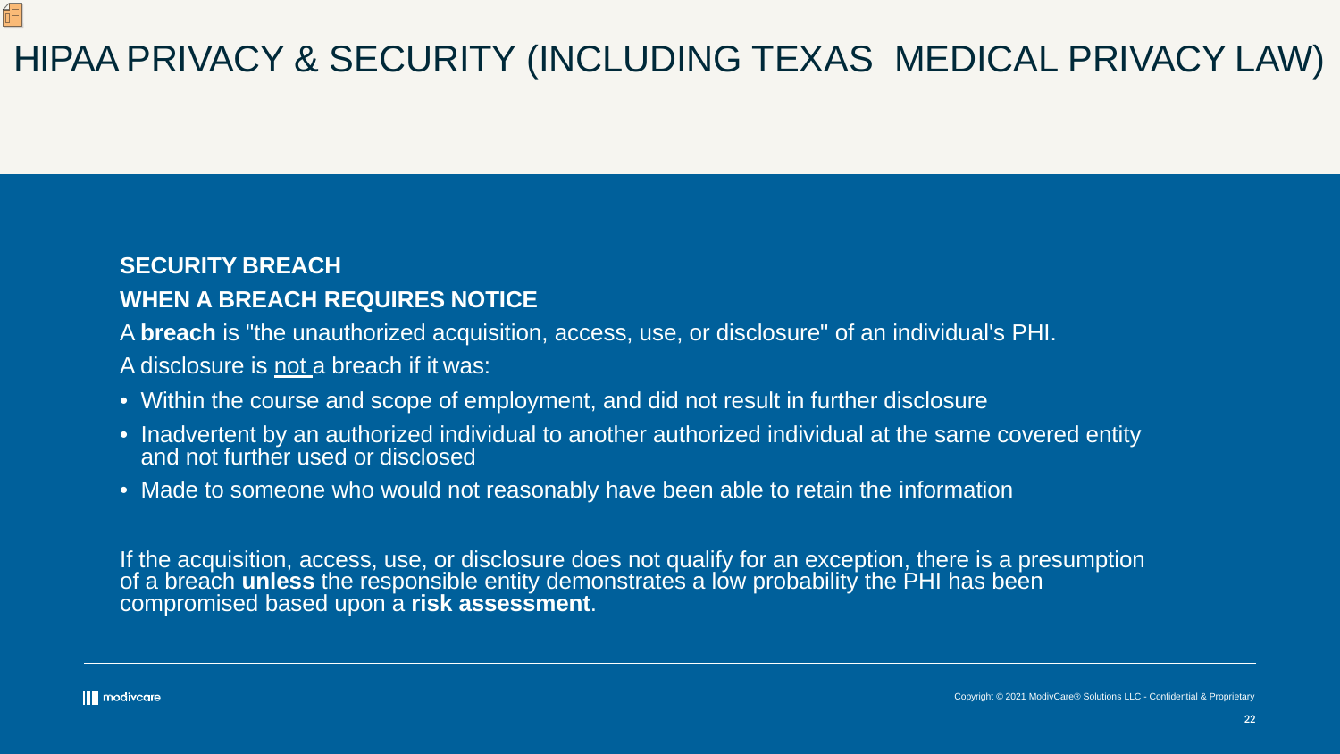# HIPAA PRIVACY & SECURITY (INCLUDING TEXAS MEDICAL PRIVACY LAW)

## SECURITY BREACH

### WHEN A BREACH REQUIRES NOTICE

A **breach** is "the unauthorized acquisition, access, use, or disclosure" of an individual's PHI.

A disclosure is <u>not</u> a breach if it was:

- Within the course and scope of employment, and did not result in further disclosure
- Inadvertent by an authorized individual to another authorized individual at the same covered entity and not further used or disclosed
- Made to someone who would not reasonably have been able to retain the information

If the acquisition, access, use, or disclosure does not qualify for an exception, there is a presumption of a breach **unless** the responsible entity demonstrates a low probability the PHI has been compromised based upon a **risk assessment**.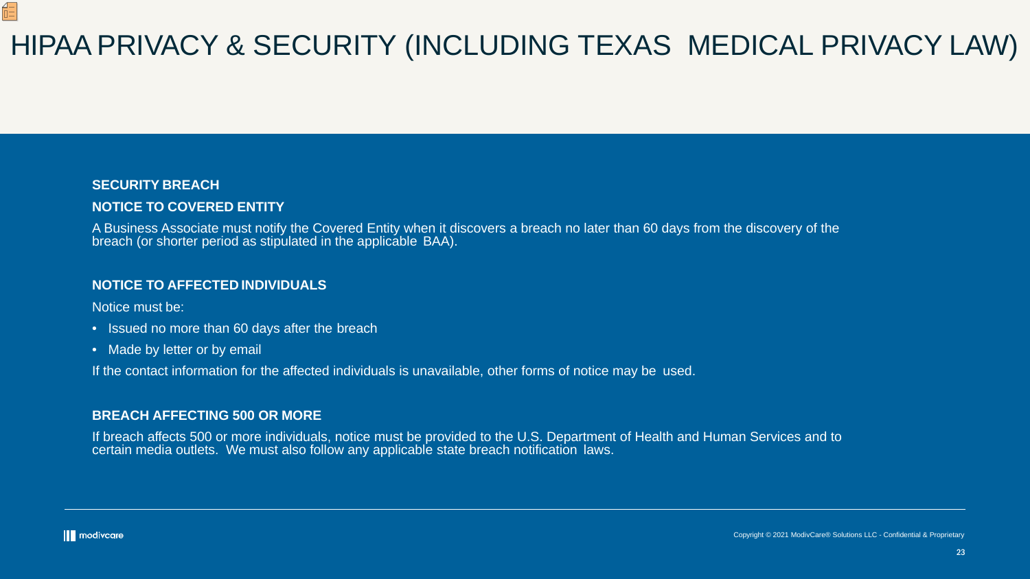# HIPAA PRIVACY & SECURITY (INCLUDING TEXAS MEDICAL PRIVACY LAW)

**SECURITY BREACH**

**NOTICE TO COVERED ENTITY**

A Business Associate must notify the Covered Entity when it discovers a breach no later than 60 days from the discovery of the breach (or shorter period as stipulated in the applicable BAA).

**NOTICE TO AFFECTED INDIVIDUALS**

Notice must be:

- Issued no more than 60 days after the breach
- Made by letter or by email

If the contact information for the affected individuals is unavailable, other forms of notice may be used.

**BREACH AFFECTING 500 OR MORE**

If breach affects 500 or more individuals, notice must be provided to the U.S. Department of Health and Human Services and to certain media outlets. We must also follow any applicable state breach notification laws.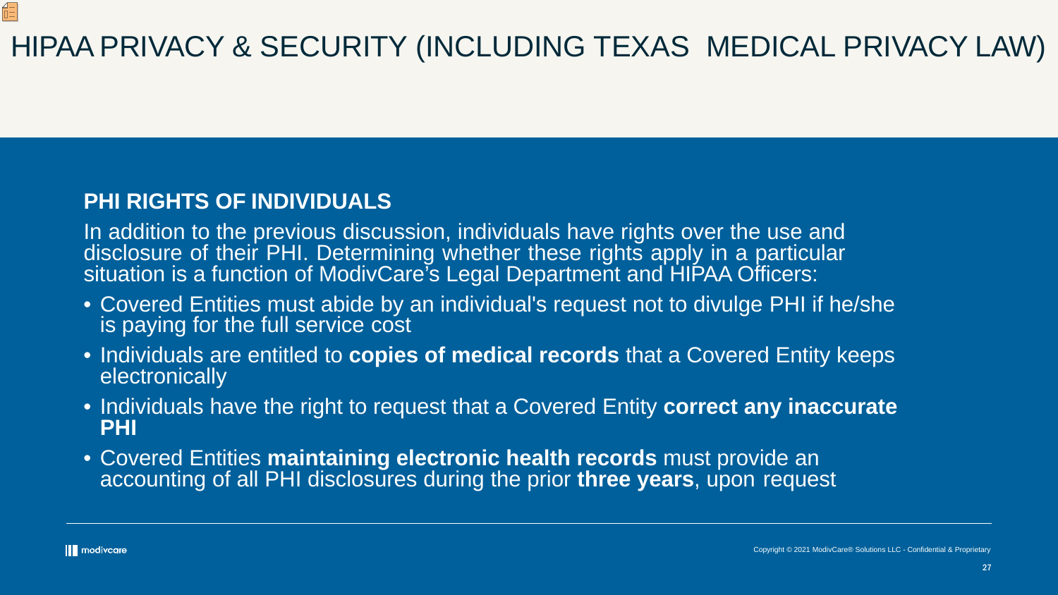# HIPAA PRIVACY & SECURITY (INCLUDING TEXAS MEDICAL PRIVACY LAW)

## PHI RIGHTS OF INDIVIDUALS

In addition to the previous discussion, individuals have rights over the use and disclosure of their PHI. Determining whether these rights apply in a particular situation is a function of ModivCare's Legal Department and HIPAA Officers:

- Covered Entities must abide by an individual's request not to divulge PHI if he/she is paying for the full service cost
- Individuals are entitled to **copies of medical records** that a Covered Entity keeps electronically
- Individuals have the right to request that a Covered Entity **correct any inaccurate PHI**
- Covered Entities **maintaining electronic health records** must provide an accounting of all PHI disclosures during the prior **three years**, upon request

modivcare

Copyright © 2021 ModivCare® Solutions LLC - Confidential & Proprietary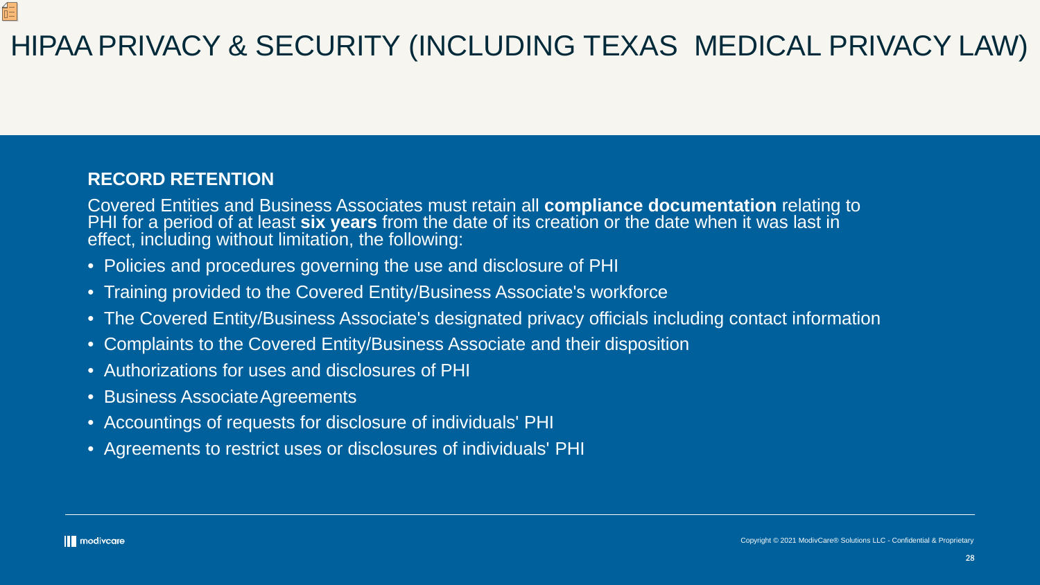# HIPAA PRIVACY & SECURITY (INCLUDING TEXAS MEDICAL PRIVACY LAW)

## RECORD RETENTION

Covered Entities and Business Associates must retain all **compliance documentation** relating to PHI for a period of at least **six years** from the date of its creation or the date when it was last in effect, including without limitation, the following:

- Policies and procedures governing the use and disclosure of PHI
- Training provided to the Covered Entity/Business Associate's workforce
- The Covered Entity/Business Associate's designated privacy officials including contact information
- Complaints to the Covered Entity/Business Associate and their disposition
- Authorizations for uses and disclosures of PHI
- Business Associate Agreements
- Accountings of requests for disclosure of individuals' PHI
- Agreements to restrict uses or disclosures of individuals' PHI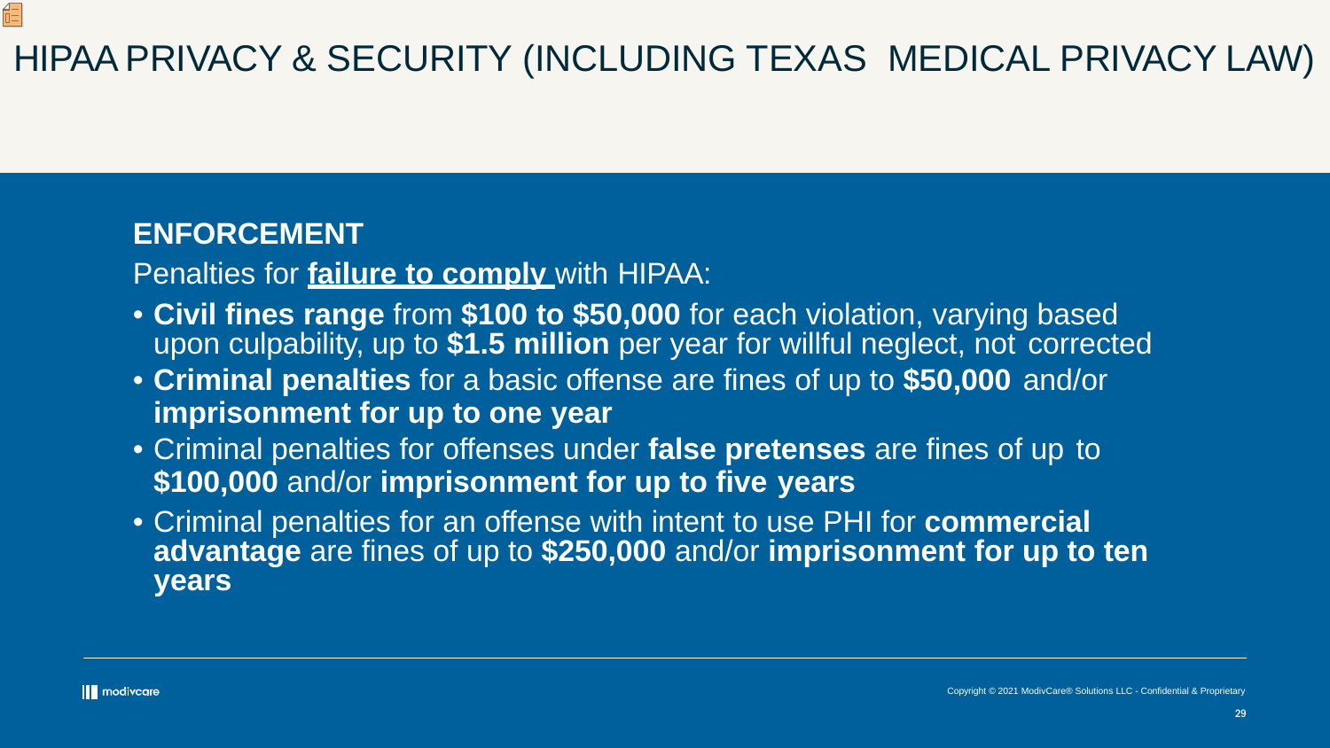# HIPAA PRIVACY & SECURITY (INCLUDING TEXAS MEDICAL PRIVACY LAW)

## ENFORCEMENT

Penalties for **failure to comply** with HIPAA:

- **Civil fines range** from **$100 to $50,000** for each violation, varying based upon culpability, up to **$1.5 million** per year for willful neglect, not corrected
- **Criminal penalties** for a basic offense are fines of up to **$50,000** and/or **imprisonment for up to one year**
- Criminal penalties for offenses under **false pretenses** are fines of up to **$100,000** and/or **imprisonment for up to five years**
- Criminal penalties for an offense with intent to use PHI for **commercial advantage** are fines of up to **$250,000** and/or **imprisonment for up to ten years**

Copyright © 2021 ModivCare® Solutions LLC - Confidential & Proprietary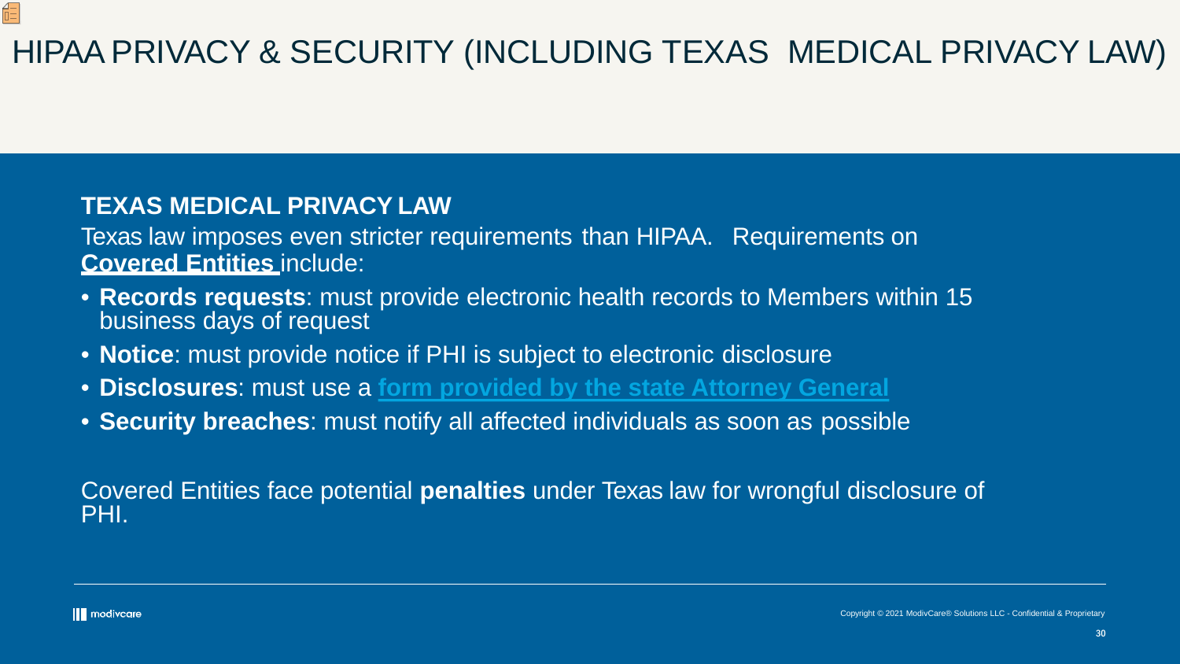# HIPAA PRIVACY & SECURITY (INCLUDING TEXAS MEDICAL PRIVACY LAW)

**TEXAS MEDICAL PRIVACY LAW**

Texas law imposes even stricter requirements than HIPAA. Requirements on **Covered Entities** include:

- **Records requests**: must provide electronic health records to Members within 15 business days of request
- **Notice**: must provide notice if PHI is subject to electronic disclosure
- **Disclosures**: must use a **form provided by the state Attorney General**
- **Security breaches**: must notify all affected individuals as soon as possible

Covered Entities face potential **penalties** under Texas law for wrongful disclosure of PHI.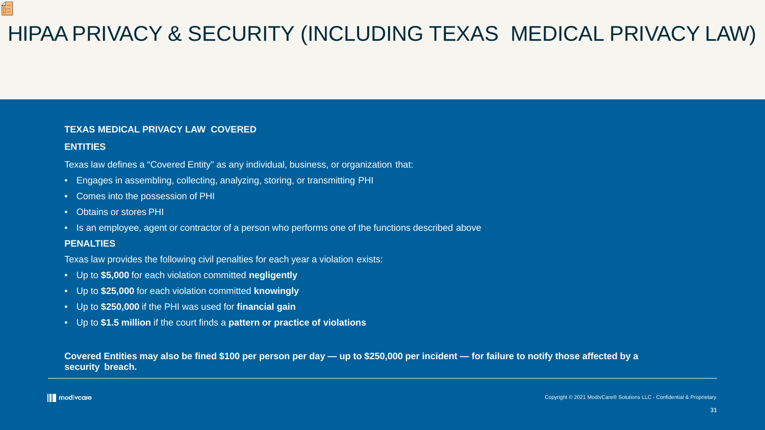# HIPAA PRIVACY & SECURITY (INCLUDING TEXAS MEDICAL PRIVACY LAW)

**TEXAS MEDICAL PRIVACY LAW COVERED ENTITIES**

Texas law defines a "Covered Entity" as any individual, business, or organization that:

- Engages in assembling, collecting, analyzing, storing, or transmitting PHI
- Comes into the possession of PHI
- Obtains or stores PHI
- Is an employee, agent or contractor of a person who performs one of the functions described above

**PENALTIES**

Texas law provides the following civil penalties for each year a violation exists:

- Up to **$5,000** for each violation committed **negligently**
- Up to **$25,000** for each violation committed **knowingly**
- Up to **$250,000** if the PHI was used for **financial gain**
- Up to **$1.5 million** if the court finds a **pattern or practice of violations**

**Covered Entities may also be fined $100 per person per day — up to $250,000 per incident — for failure to notify those affected by a security breach.**

modivcare

Copyright © 2021 ModivCare® Solutions LLC - Confidential & Proprietary